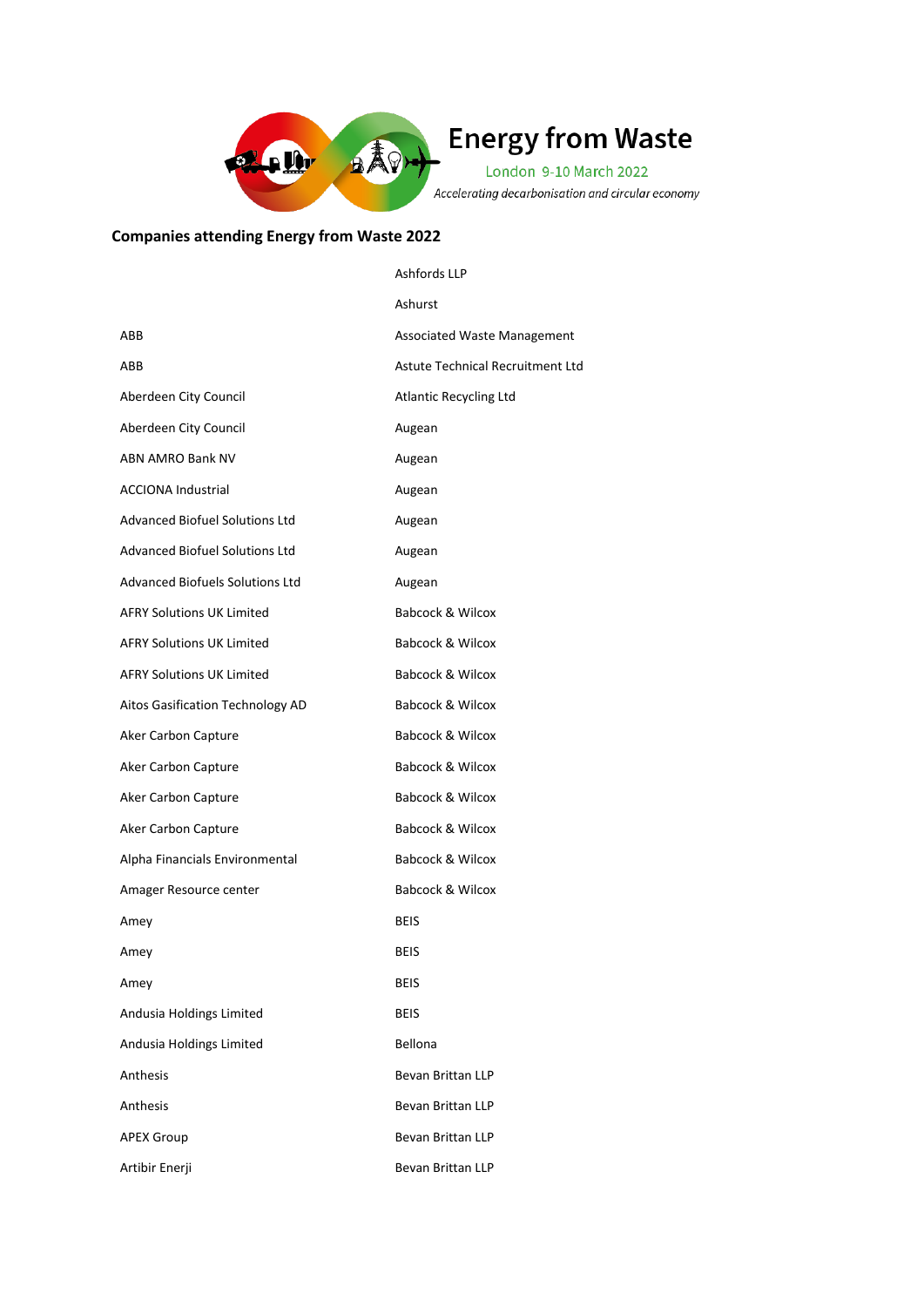# Energy from Waste

London 9-10 March 2022

*Accelerating decarbonisation and circular economy*

## Companies attending Energy from Waste 2022

ABB
ABB
Aberdeen City Council
Aberdeen City Council
ABN AMRO Bank NV
ACCIONA Industrial
Advanced Biofuel Solutions Ltd
Advanced Biofuel Solutions Ltd
Advanced Biofuels Solutions Ltd
AFRY Solutions UK Limited
AFRY Solutions UK Limited
AFRY Solutions UK Limited
Aitos Gasification Technology AD
Aker Carbon Capture
Aker Carbon Capture
Aker Carbon Capture
Aker Carbon Capture
Alpha Financials Environmental
Amager Resource center
Amey
Amey
Amey
Andusia Holdings Limited
Andusia Holdings Limited
Anthesis
Anthesis
APEX Group
Artibir Enerji
Ashfords LLP
Ashurst
Associated Waste Management
Astute Technical Recruitment Ltd
Atlantic Recycling Ltd
Augean
Augean
Augean
Augean
Augean
Augean
Babcock & Wilcox
Babcock & Wilcox
Babcock & Wilcox
Babcock & Wilcox
Babcock & Wilcox
Babcock & Wilcox
Babcock & Wilcox
Babcock & Wilcox
Babcock & Wilcox
Babcock & Wilcox
BEIS
BEIS
BEIS
BEIS
Bellona
Bevan Brittan LLP
Bevan Brittan LLP
Bevan Brittan LLP
Bevan Brittan LLP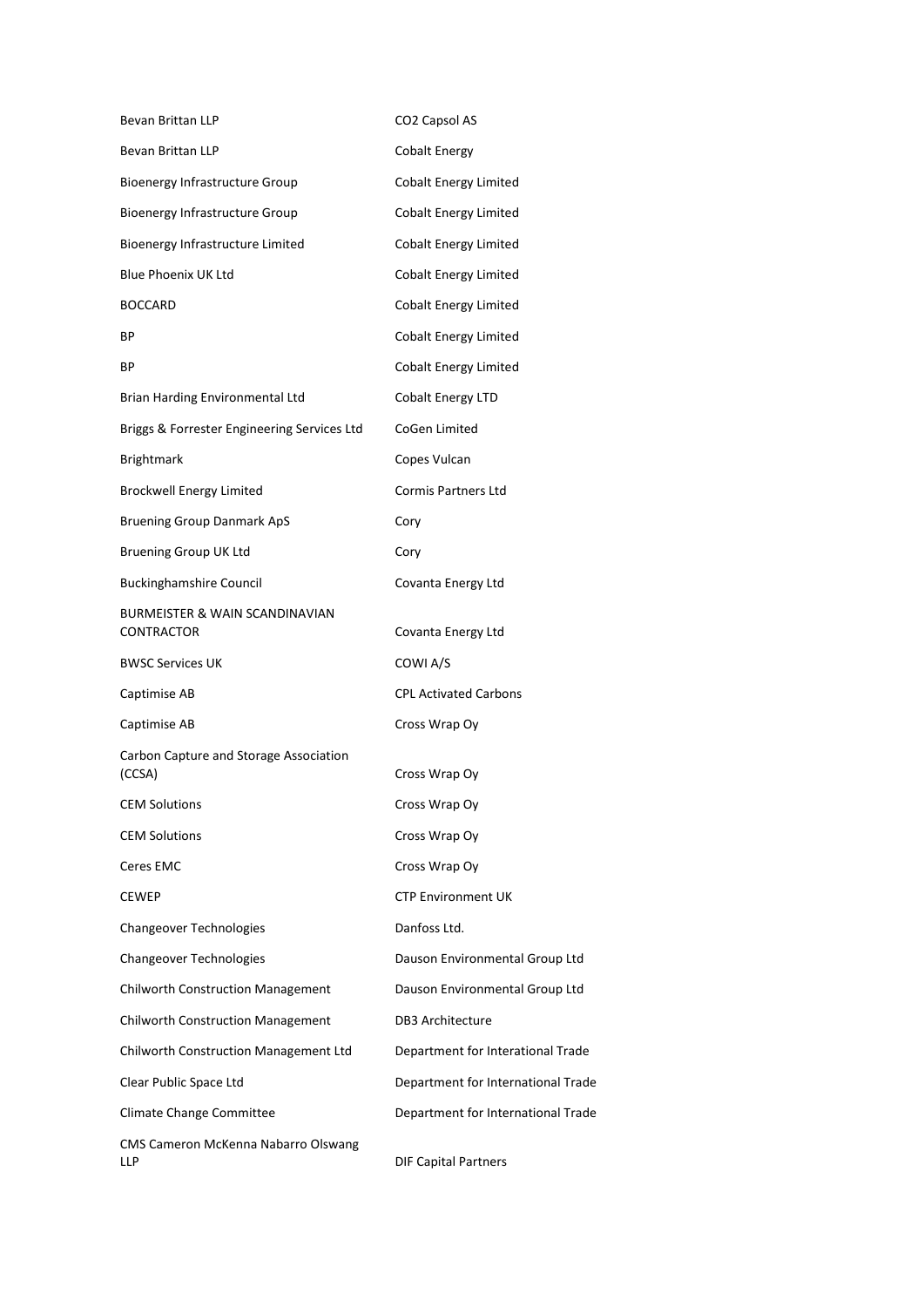| | |
|---|---|
| Bevan Brittan LLP | CO2 Capsol AS |
| Bevan Brittan LLP | Cobalt Energy |
| Bioenergy Infrastructure Group | Cobalt Energy Limited |
| Bioenergy Infrastructure Group | Cobalt Energy Limited |
| Bioenergy Infrastructure Limited | Cobalt Energy Limited |
| Blue Phoenix UK Ltd | Cobalt Energy Limited |
| BOCCARD | Cobalt Energy Limited |
| BP | Cobalt Energy Limited |
| BP | Cobalt Energy Limited |
| Brian Harding Environmental Ltd | Cobalt Energy LTD |
| Briggs & Forrester Engineering Services Ltd | CoGen Limited |
| Brightmark | Copes Vulcan |
| Brockwell Energy Limited | Cormis Partners Ltd |
| Bruening Group Danmark ApS | Cory |
| Bruening Group UK Ltd | Cory |
| Buckinghamshire Council | Covanta Energy Ltd |
| BURMEISTER & WAIN SCANDINAVIAN CONTRACTOR | Covanta Energy Ltd |
| BWSC Services UK | COWI A/S |
| Captimise AB | CPL Activated Carbons |
| Captimise AB | Cross Wrap Oy |
| Carbon Capture and Storage Association (CCSA) | Cross Wrap Oy |
| CEM Solutions | Cross Wrap Oy |
| CEM Solutions | Cross Wrap Oy |
| Ceres EMC | Cross Wrap Oy |
| CEWEP | CTP Environment UK |
| Changeover Technologies | Danfoss Ltd. |
| Changeover Technologies | Dauson Environmental Group Ltd |
| Chilworth Construction Management | Dauson Environmental Group Ltd |
| Chilworth Construction Management | DB3 Architecture |
| Chilworth Construction Management Ltd | Department for Interational Trade |
| Clear Public Space Ltd | Department for International Trade |
| Climate Change Committee | Department for International Trade |
| CMS Cameron McKenna Nabarro Olswang LLP | DIF Capital Partners |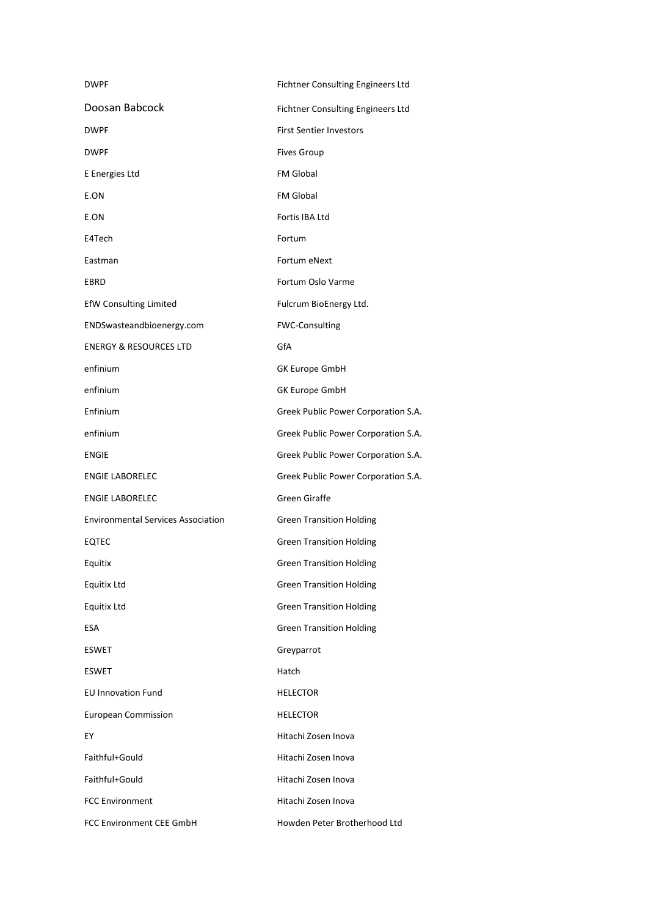| | |
|---|---|
| DWPF | Fichtner Consulting Engineers Ltd |
| Doosan Babcock | Fichtner Consulting Engineers Ltd |
| DWPF | First Sentier Investors |
| DWPF | Fives Group |
| E Energies Ltd | FM Global |
| E.ON | FM Global |
| E.ON | Fortis IBA Ltd |
| E4Tech | Fortum |
| Eastman | Fortum eNext |
| EBRD | Fortum Oslo Varme |
| EfW Consulting Limited | Fulcrum BioEnergy Ltd. |
| ENDSwasteandbioenergy.com | FWC-Consulting |
| ENERGY & RESOURCES LTD | GfA |
| enfinium | GK Europe GmbH |
| enfinium | GK Europe GmbH |
| Enfinium | Greek Public Power Corporation S.A. |
| enfinium | Greek Public Power Corporation S.A. |
| ENGIE | Greek Public Power Corporation S.A. |
| ENGIE LABORELEC | Greek Public Power Corporation S.A. |
| ENGIE LABORELEC | Green Giraffe |
| Environmental Services Association | Green Transition Holding |
| EQTEC | Green Transition Holding |
| Equitix | Green Transition Holding |
| Equitix Ltd | Green Transition Holding |
| Equitix Ltd | Green Transition Holding |
| ESA | Green Transition Holding |
| ESWET | Greyparrot |
| ESWET | Hatch |
| EU Innovation Fund | HELECTOR |
| European Commission | HELECTOR |
| EY | Hitachi Zosen Inova |
| Faithful+Gould | Hitachi Zosen Inova |
| Faithful+Gould | Hitachi Zosen Inova |
| FCC Environment | Hitachi Zosen Inova |
| FCC Environment CEE GmbH | Howden Peter Brotherhood Ltd |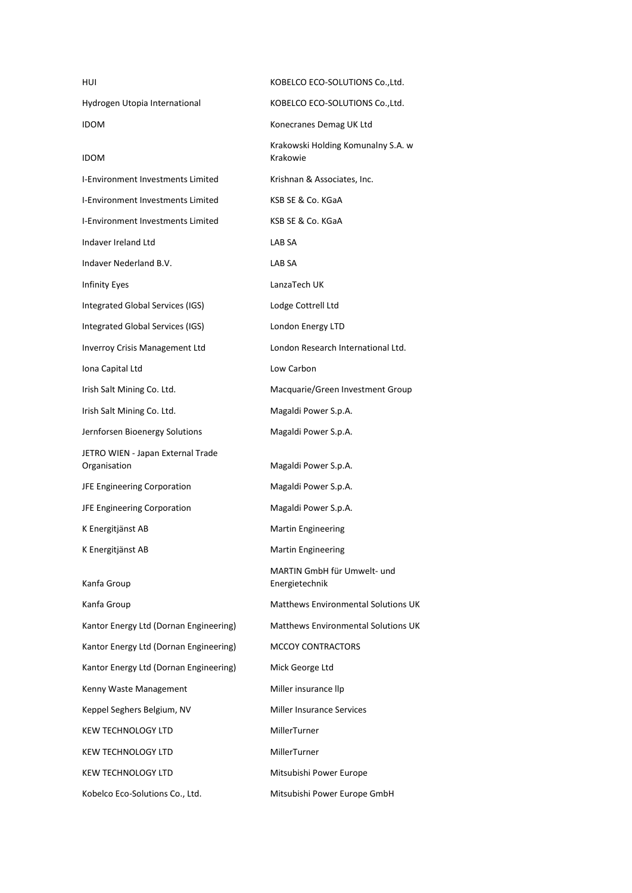HUI

Hydrogen Utopia International

IDOM

IDOM

I-Environment Investments Limited

I-Environment Investments Limited

I-Environment Investments Limited

Indaver Ireland Ltd

Indaver Nederland B.V.

Infinity Eyes

Integrated Global Services (IGS)

Integrated Global Services (IGS)

Inverroy Crisis Management Ltd

Iona Capital Ltd

Irish Salt Mining Co. Ltd.

Irish Salt Mining Co. Ltd.

Jernforsen Bioenergy Solutions

JETRO WIEN - Japan External Trade Organisation

JFE Engineering Corporation

JFE Engineering Corporation

K Energitjänst AB

K Energitjänst AB

Kanfa Group

Kanfa Group

Kantor Energy Ltd (Dornan Engineering)

Kantor Energy Ltd (Dornan Engineering)

Kantor Energy Ltd (Dornan Engineering)

Kenny Waste Management

Keppel Seghers Belgium, NV

KEW TECHNOLOGY LTD

KEW TECHNOLOGY LTD

KEW TECHNOLOGY LTD

Kobelco Eco-Solutions Co., Ltd.

KOBELCO ECO-SOLUTIONS Co.,Ltd.

KOBELCO ECO-SOLUTIONS Co.,Ltd.

Konecranes Demag UK Ltd

Krakowski Holding Komunalny S.A. w Krakowie

Krishnan & Associates, Inc.

KSB SE & Co. KGaA

KSB SE & Co. KGaA

LAB SA

LAB SA

LanzaTech UK

Lodge Cottrell Ltd

London Energy LTD

London Research International Ltd.

Low Carbon

Macquarie/Green Investment Group

Magaldi Power S.p.A.

Magaldi Power S.p.A.

Magaldi Power S.p.A.

Magaldi Power S.p.A.

Magaldi Power S.p.A.

Martin Engineering

Martin Engineering

MARTIN GmbH für Umwelt- und Energietechnik

Matthews Environmental Solutions UK

Matthews Environmental Solutions UK

MCCOY CONTRACTORS

Mick George Ltd

Miller insurance llp

Miller Insurance Services

MillerTurner

MillerTurner

Mitsubishi Power Europe

Mitsubishi Power Europe GmbH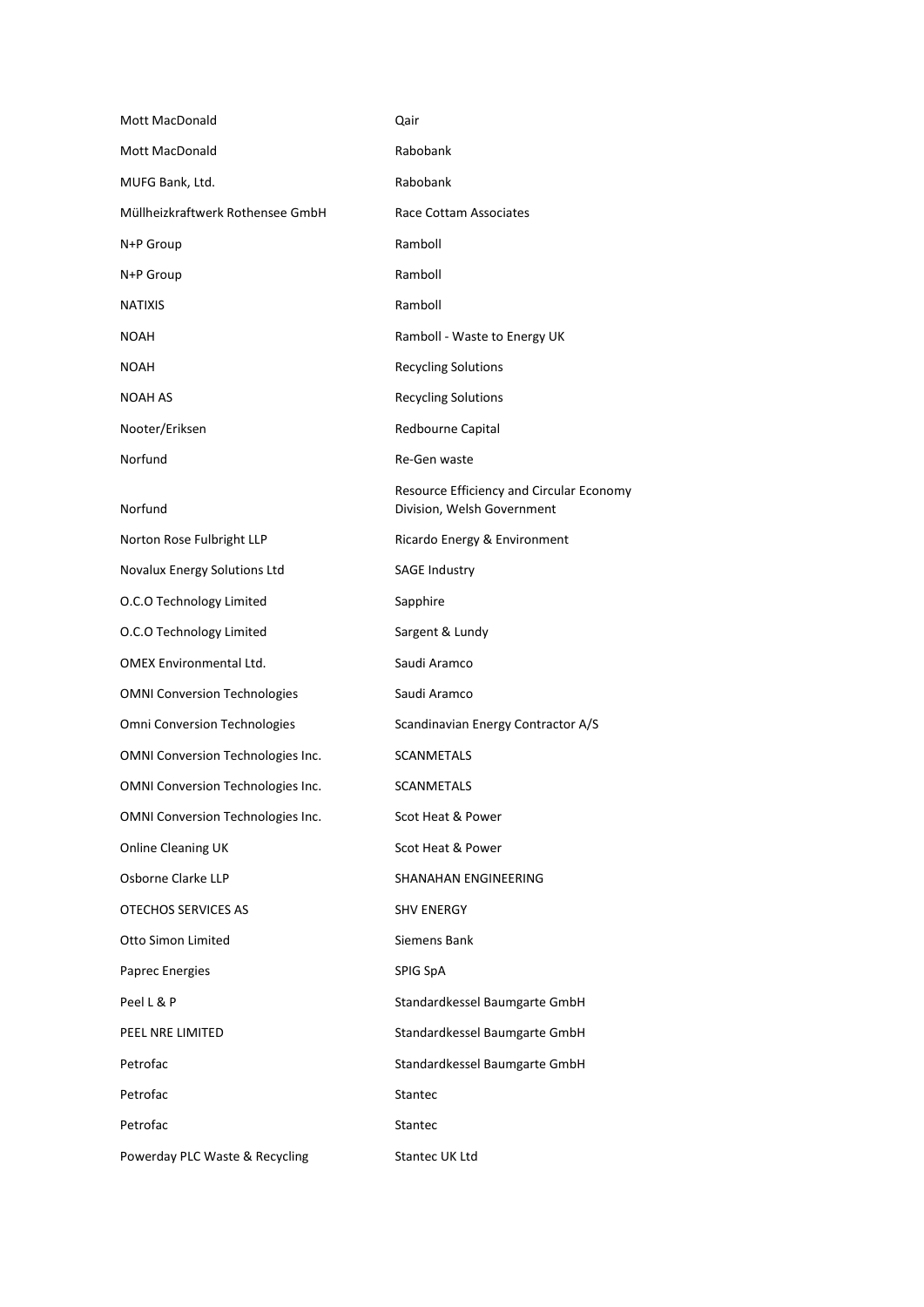| | |
|---|---|
| Mott MacDonald | Qair |
| Mott MacDonald | Rabobank |
| MUFG Bank, Ltd. | Rabobank |
| Müllheizkraftwerk Rothensee GmbH | Race Cottam Associates |
| N+P Group | Ramboll |
| N+P Group | Ramboll |
| NATIXIS | Ramboll |
| NOAH | Ramboll - Waste to Energy UK |
| NOAH | Recycling Solutions |
| NOAH AS | Recycling Solutions |
| Nooter/Eriksen | Redbourne Capital |
| Norfund | Re-Gen waste |
| Norfund | Resource Efficiency and Circular Economy Division, Welsh Government |
| Norton Rose Fulbright LLP | Ricardo Energy & Environment |
| Novalux Energy Solutions Ltd | SAGE Industry |
| O.C.O Technology Limited | Sapphire |
| O.C.O Technology Limited | Sargent & Lundy |
| OMEX Environmental Ltd. | Saudi Aramco |
| OMNI Conversion Technologies | Saudi Aramco |
| Omni Conversion Technologies | Scandinavian Energy Contractor A/S |
| OMNI Conversion Technologies Inc. | SCANMETALS |
| OMNI Conversion Technologies Inc. | SCANMETALS |
| OMNI Conversion Technologies Inc. | Scot Heat & Power |
| Online Cleaning UK | Scot Heat & Power |
| Osborne Clarke LLP | SHANAHAN ENGINEERING |
| OTECHOS SERVICES AS | SHV ENERGY |
| Otto Simon Limited | Siemens Bank |
| Paprec Energies | SPIG SpA |
| Peel L & P | Standardkessel Baumgarte GmbH |
| PEEL NRE LIMITED | Standardkessel Baumgarte GmbH |
| Petrofac | Standardkessel Baumgarte GmbH |
| Petrofac | Stantec |
| Petrofac | Stantec |
| Powerday PLC Waste & Recycling | Stantec UK Ltd |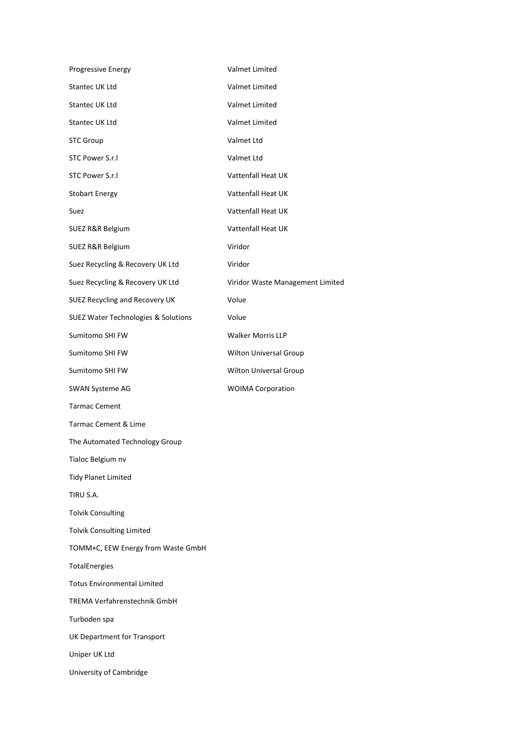Progressive Energy
Stantec UK Ltd
Stantec UK Ltd
Stantec UK Ltd
STC Group
STC Power S.r.l
STC Power S.r.l
Stobart Energy
Suez
SUEZ R&R Belgium
SUEZ R&R Belgium
Suez Recycling & Recovery UK Ltd
Suez Recycling & Recovery UK Ltd
SUEZ Recycling and Recovery UK
SUEZ Water Technologies & Solutions
Sumitomo SHI FW
Sumitomo SHI FW
Sumitomo SHI FW
SWAN Systeme AG
Tarmac Cement
Tarmac Cement & Lime
The Automated Technology Group
Tialoc Belgium nv
Tidy Planet Limited
TIRU S.A.
Tolvik Consulting
Tolvik Consulting Limited
TOMM+C, EEW Energy from Waste GmbH
TotalEnergies
Totus Environmental Limited
TREMA Verfahrenstechnik GmbH
Turboden spa
UK Department for Transport
Uniper UK Ltd
University of Cambridge
Valmet Limited
Valmet Limited
Valmet Limited
Valmet Limited
Valmet Ltd
Valmet Ltd
Vattenfall Heat UK
Vattenfall Heat UK
Vattenfall Heat UK
Vattenfall Heat UK
Viridor
Viridor
Viridor Waste Management Limited
Volue
Volue
Walker Morris LLP
Wilton Universal Group
Wilton Universal Group
WOIMA Corporation